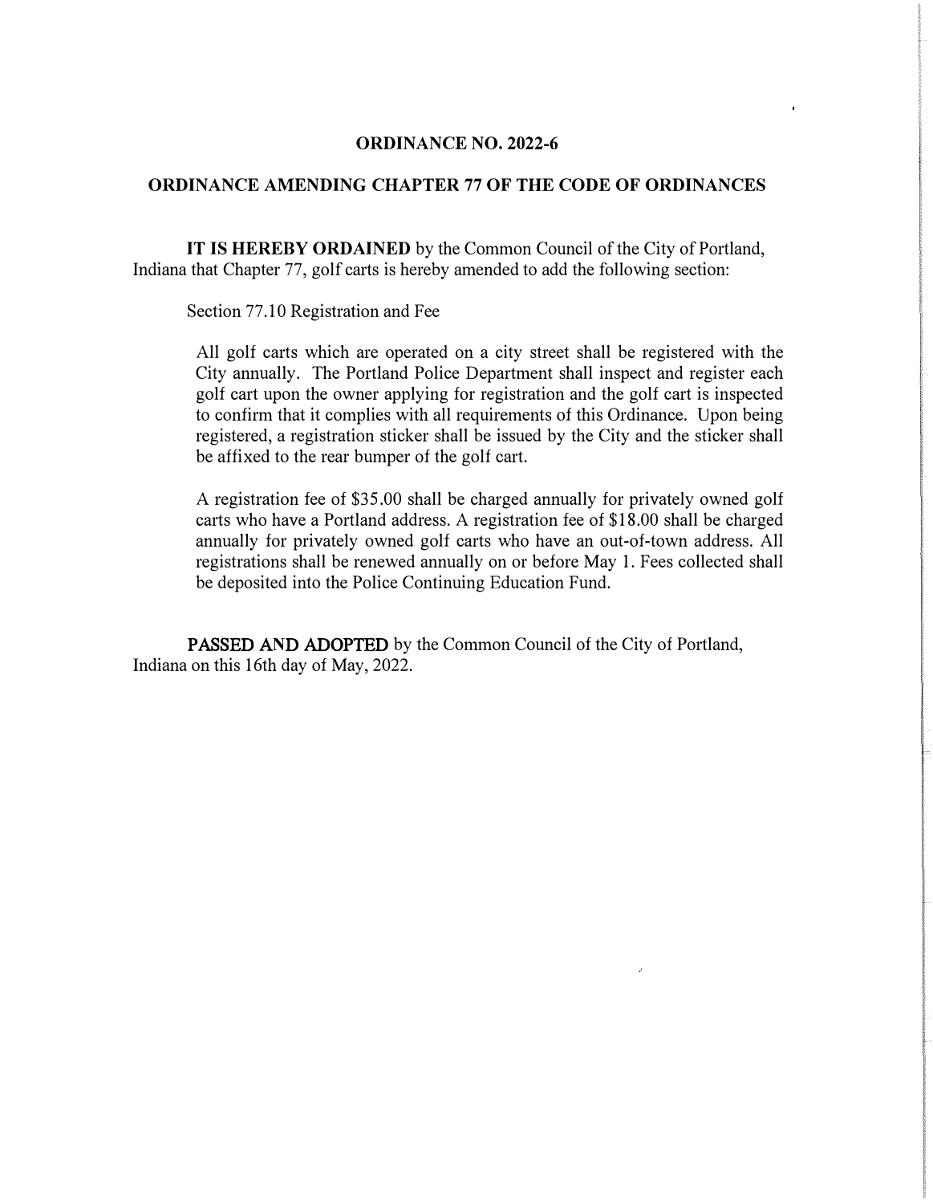# ORDINANCE NO. 2022-6

## ORDINANCE AMENDING CHAPTER 77 OF THE CODE OF ORDINANCES

**IT IS HEREBY ORDAINED** by the Common Council of the City of Portland, Indiana that Chapter 77, golf carts is hereby amended to add the following section:

Section 77.10 Registration and Fee

All golf carts which are operated on a city street shall be registered with the City annually. The Portland Police Department shall inspect and register each golf cart upon the owner applying for registration and the golf cart is inspected to confirm that it complies with all requirements of this Ordinance. Upon being registered, a registration sticker shall be issued by the City and the sticker shall be affixed to the rear bumper of the golf cart.

A registration fee of $35.00 shall be charged annually for privately owned golf carts who have a Portland address. A registration fee of $18.00 shall be charged annually for privately owned golf carts who have an out-of-town address. All registrations shall be renewed annually on or before May 1. Fees collected shall be deposited into the Police Continuing Education Fund.

**PASSED AND ADOPTED** by the Common Council of the City of Portland, Indiana on this 16th day of May, 2022.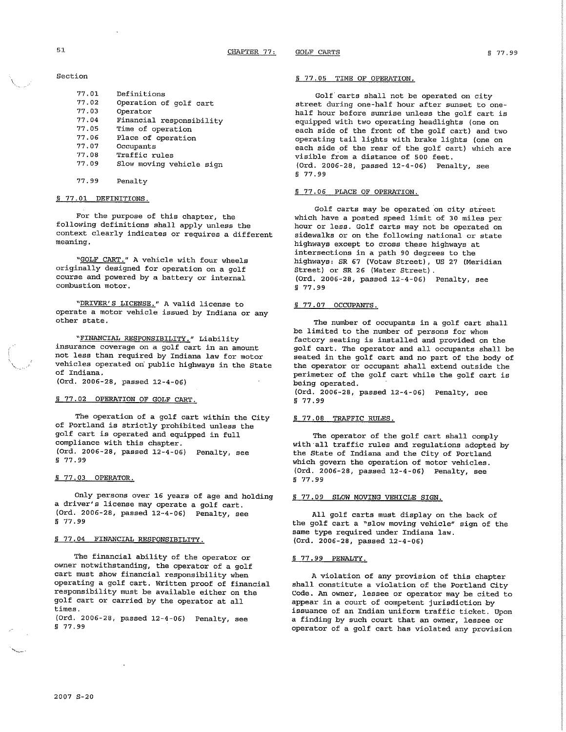# CHAPTER 77: GOLF CARTS

Section

| | |
|---|---|
| 77.01 | Definitions |
| 77.02 | Operation of golf cart |
| 77.03 | Operator |
| 77.04 | Financial responsibility |
| 77.05 | Time of operation |
| 77.06 | Place of operation |
| 77.07 | Occupants |
| 77.08 | Traffic rules |
| 77.09 | Slow moving vehicle sign |
| 77.99 | Penalty |

## § 77.01 DEFINITIONS.

For the purpose of this chapter, the following definitions shall apply unless the context clearly indicates or requires a different meaning.

"GOLF CART." A vehicle with four wheels originally designed for operation on a golf course and powered by a battery or internal combustion motor.

"DRIVER'S LICENSE." A valid license to operate a motor vehicle issued by Indiana or any other state.

"FINANCIAL RESPONSIBILITY." Liability insurance coverage on a golf cart in an amount not less than required by Indiana law for motor vehicles operated on public highways in the State of Indiana.
(Ord. 2006-28, passed 12-4-06)

## § 77.02 OPERATION OF GOLF CART.

The operation of a golf cart within the City of Portland is strictly prohibited unless the golf cart is operated and equipped in full compliance with this chapter.
(Ord. 2006-28, passed 12-4-06) Penalty, see § 77.99

## § 77.03 OPERATOR.

Only persons over 16 years of age and holding a driver's license may operate a golf cart.
(Ord. 2006-28, passed 12-4-06) Penalty, see § 77.99

## § 77.04 FINANCIAL RESPONSIBILITY.

The financial ability of the operator or owner notwithstanding, the operator of a golf cart must show financial responsibility when operating a golf cart. Written proof of financial responsibility must be available either on the golf cart or carried by the operator at all times.
(Ord. 2006-28, passed 12-4-06) Penalty, see § 77.99

## § 77.05 TIME OF OPERATION.

Golf carts shall not be operated on city street during one-half hour after sunset to one-half hour before sunrise unless the golf cart is equipped with two operating headlights (one on each side of the front of the golf cart) and two operating tail lights with brake lights (one on each side of the rear of the golf cart) which are visible from a distance of 500 feet.
(Ord. 2006-28, passed 12-4-06) Penalty, see § 77.99

## § 77.06 PLACE OF OPERATION.

Golf carts may be operated on city street which have a posted speed limit of 30 miles per hour or less. Golf carts may not be operated on sidewalks or on the following national or state highways except to cross these highways at intersections in a path 90 degrees to the highways: SR 67 (Votaw Street), US 27 (Meridian Street) or SR 26 (Water Street).
(Ord. 2006-28, passed 12-4-06) Penalty, see § 77.99

## § 77.07 OCCUPANTS.

The number of occupants in a golf cart shall be limited to the number of persons for whom factory seating is installed and provided on the golf cart. The operator and all occupants shall be seated in the golf cart and no part of the body of the operator or occupant shall extend outside the perimeter of the golf cart while the golf cart is being operated.
(Ord. 2006-28, passed 12-4-06) Penalty, see § 77.99

## § 77.08 TRAFFIC RULES.

The operator of the golf cart shall comply with all traffic rules and regulations adopted by the State of Indiana and the City of Portland which govern the operation of motor vehicles.
(Ord. 2006-28, passed 12-4-06) Penalty, see § 77.99

## § 77.09 SLOW MOVING VEHICLE SIGN.

All golf carts must display on the back of the golf cart a "slow moving vehicle" sign of the same type required under Indiana law.
(Ord. 2006-28, passed 12-4-06)

## § 77.99 PENALTY.

A violation of any provision of this chapter shall constitute a violation of the Portland City Code. An owner, lessee or operator may be cited to appear in a court of competent jurisdiction by issuance of an Indian uniform traffic ticket. Upon a finding by such court that an owner, lessee or operator of a golf cart has violated any provision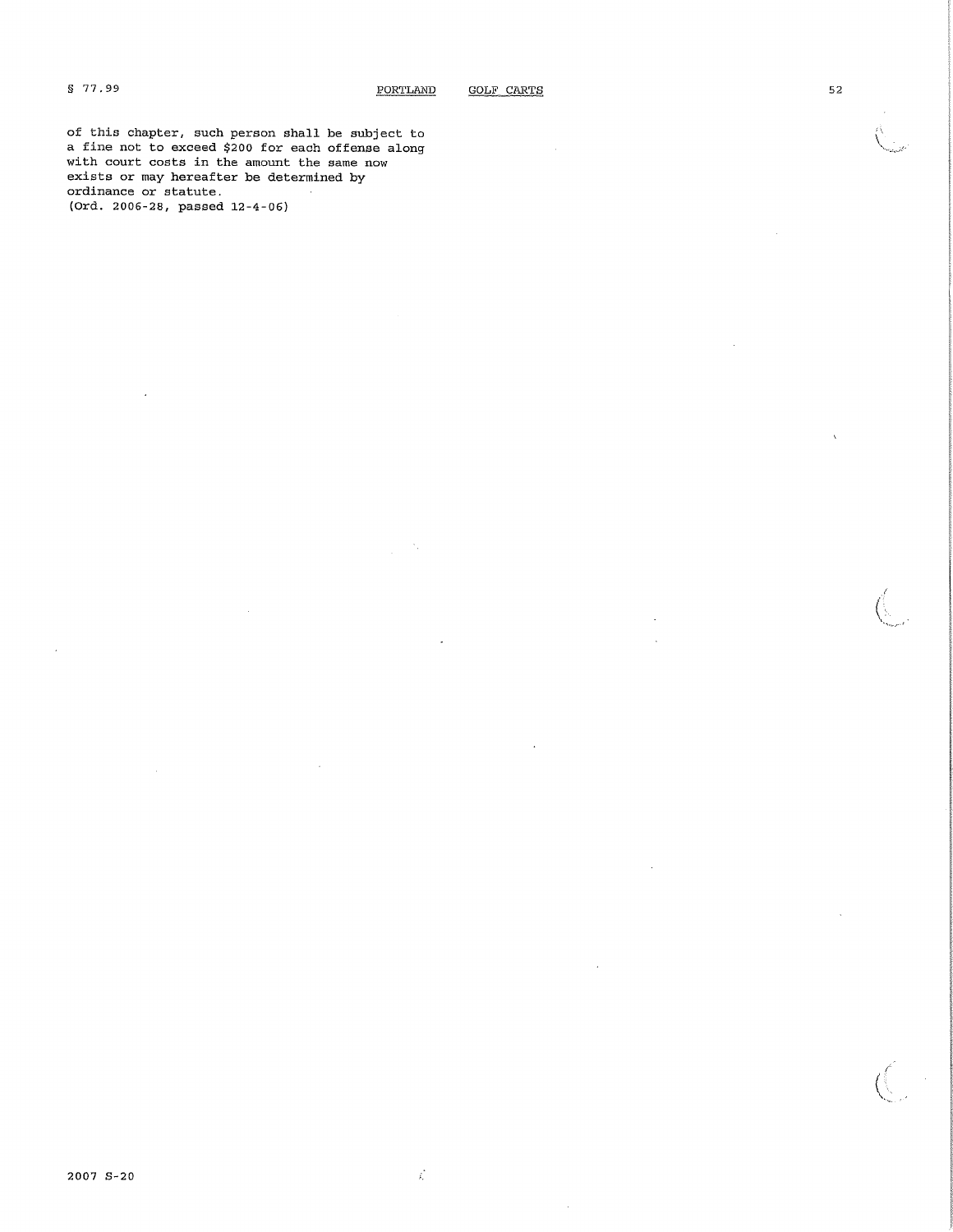of this chapter, such person shall be subject to a fine not to exceed $200 for each offense along with court costs in the amount the same now exists or may hereafter be determined by ordinance or statute.
(Ord. 2006-28, passed 12-4-06)